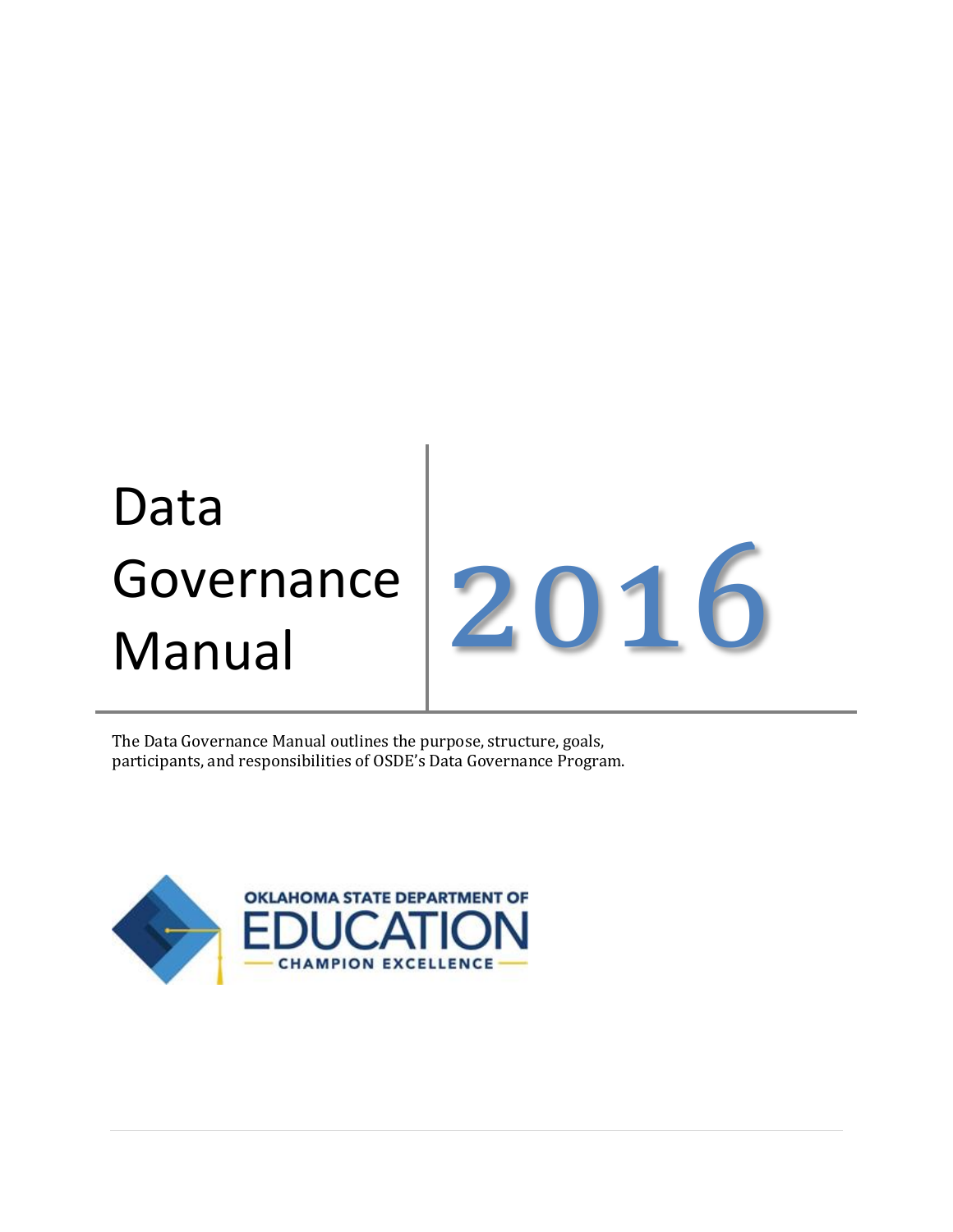# Data Governance Manual

# 2016

The Data Governance Manual outlines the purpose, structure, goals, participants, and responsibilities of OSDE's Data Governance Program.

OKLAHOMA STATE DEPARTMENT OF EDUCATION

CHAMPION EXCELLENCE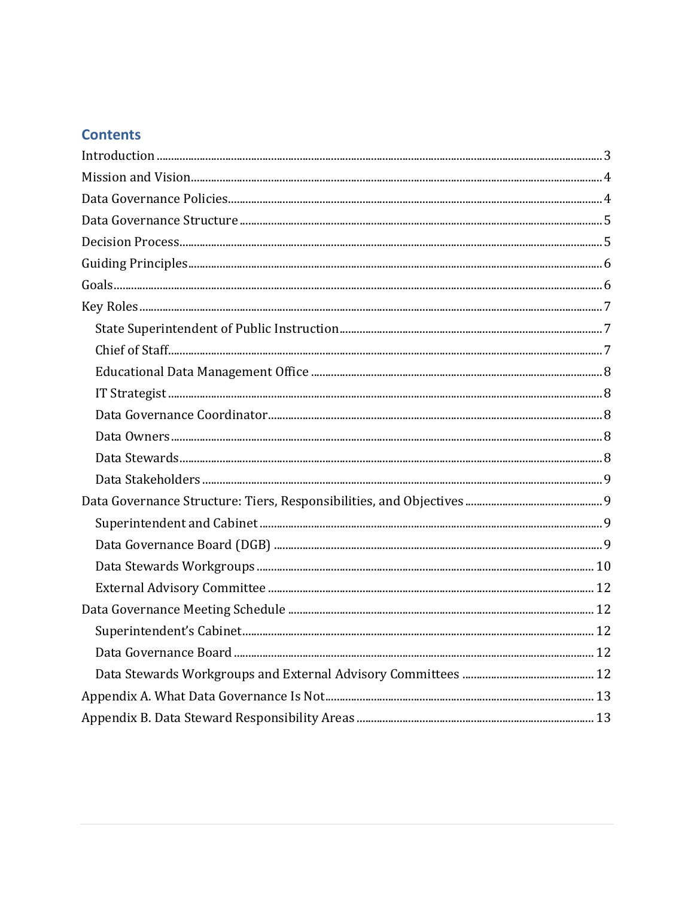## Contents

- Introduction ... 3
- Mission and Vision ... 4
- Data Governance Policies ... 4
- Data Governance Structure ... 5
- Decision Process ... 5
- Guiding Principles ... 6
- Goals ... 6
- Key Roles ... 7
  - State Superintendent of Public Instruction ... 7
  - Chief of Staff ... 7
  - Educational Data Management Office ... 8
  - IT Strategist ... 8
  - Data Governance Coordinator ... 8
  - Data Owners ... 8
  - Data Stewards ... 8
  - Data Stakeholders ... 9
- Data Governance Structure: Tiers, Responsibilities, and Objectives ... 9
  - Superintendent and Cabinet ... 9
  - Data Governance Board (DGB) ... 9
  - Data Stewards Workgroups ... 10
  - External Advisory Committee ... 12
- Data Governance Meeting Schedule ... 12
  - Superintendent's Cabinet ... 12
  - Data Governance Board ... 12
  - Data Stewards Workgroups and External Advisory Committees ... 12
- Appendix A. What Data Governance Is Not ... 13
- Appendix B. Data Steward Responsibility Areas ... 13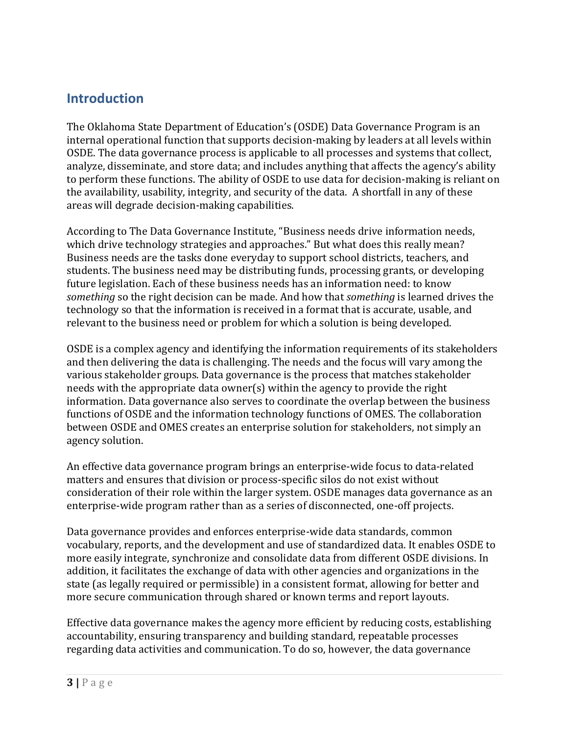## Introduction

The Oklahoma State Department of Education's (OSDE) Data Governance Program is an internal operational function that supports decision-making by leaders at all levels within OSDE. The data governance process is applicable to all processes and systems that collect, analyze, disseminate, and store data; and includes anything that affects the agency's ability to perform these functions. The ability of OSDE to use data for decision-making is reliant on the availability, usability, integrity, and security of the data. A shortfall in any of these areas will degrade decision-making capabilities.

According to The Data Governance Institute, "Business needs drive information needs, which drive technology strategies and approaches." But what does this really mean? Business needs are the tasks done everyday to support school districts, teachers, and students. The business need may be distributing funds, processing grants, or developing future legislation. Each of these business needs has an information need: to know *something* so the right decision can be made. And how that *something* is learned drives the technology so that the information is received in a format that is accurate, usable, and relevant to the business need or problem for which a solution is being developed.

OSDE is a complex agency and identifying the information requirements of its stakeholders and then delivering the data is challenging. The needs and the focus will vary among the various stakeholder groups. Data governance is the process that matches stakeholder needs with the appropriate data owner(s) within the agency to provide the right information. Data governance also serves to coordinate the overlap between the business functions of OSDE and the information technology functions of OMES. The collaboration between OSDE and OMES creates an enterprise solution for stakeholders, not simply an agency solution.

An effective data governance program brings an enterprise-wide focus to data-related matters and ensures that division or process-specific silos do not exist without consideration of their role within the larger system. OSDE manages data governance as an enterprise-wide program rather than as a series of disconnected, one-off projects.

Data governance provides and enforces enterprise-wide data standards, common vocabulary, reports, and the development and use of standardized data. It enables OSDE to more easily integrate, synchronize and consolidate data from different OSDE divisions. In addition, it facilitates the exchange of data with other agencies and organizations in the state (as legally required or permissible) in a consistent format, allowing for better and more secure communication through shared or known terms and report layouts.

Effective data governance makes the agency more efficient by reducing costs, establishing accountability, ensuring transparency and building standard, repeatable processes regarding data activities and communication. To do so, however, the data governance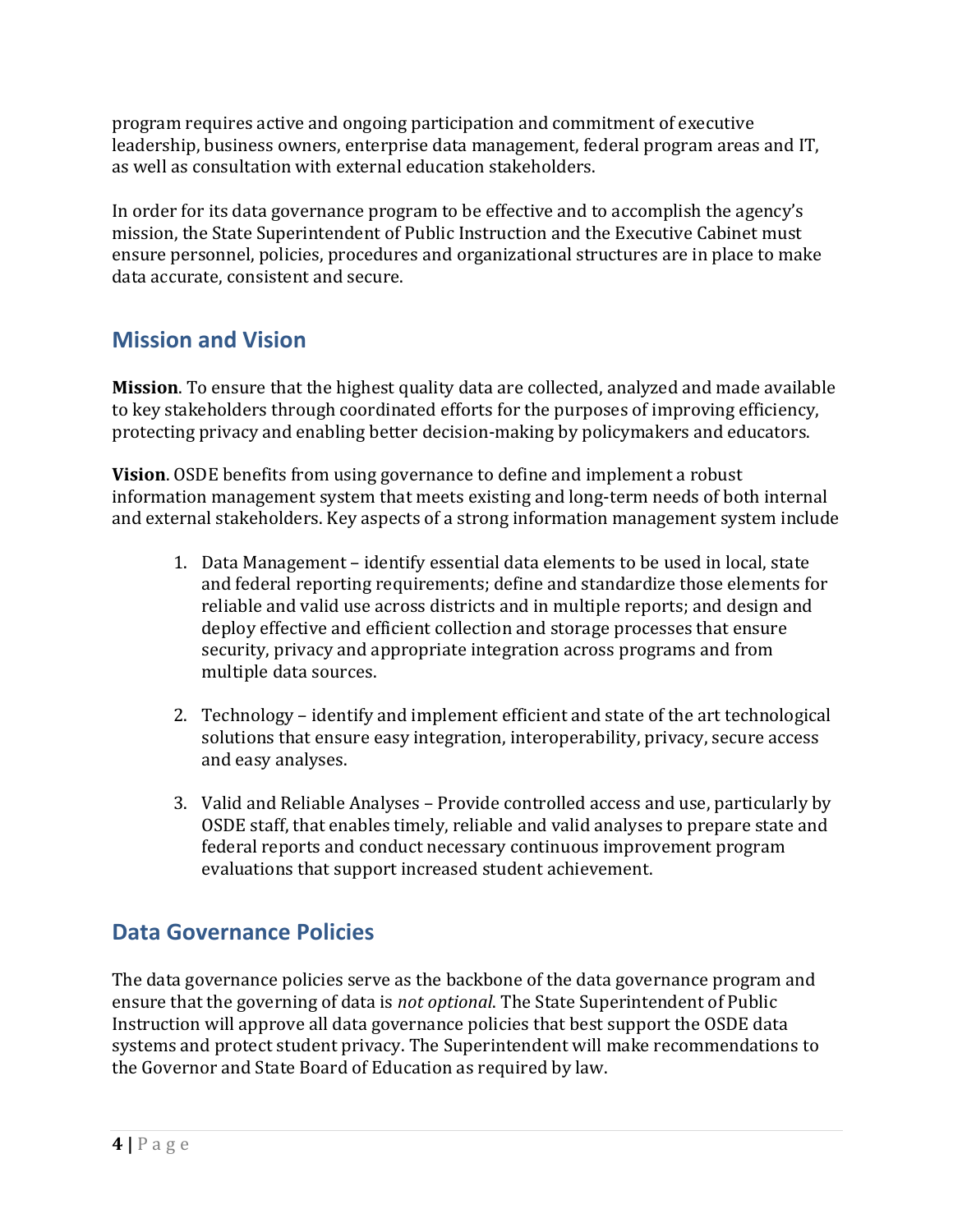program requires active and ongoing participation and commitment of executive leadership, business owners, enterprise data management, federal program areas and IT, as well as consultation with external education stakeholders.

In order for its data governance program to be effective and to accomplish the agency's mission, the State Superintendent of Public Instruction and the Executive Cabinet must ensure personnel, policies, procedures and organizational structures are in place to make data accurate, consistent and secure.

## Mission and Vision

**Mission**. To ensure that the highest quality data are collected, analyzed and made available to key stakeholders through coordinated efforts for the purposes of improving efficiency, protecting privacy and enabling better decision-making by policymakers and educators.

**Vision**. OSDE benefits from using governance to define and implement a robust information management system that meets existing and long-term needs of both internal and external stakeholders. Key aspects of a strong information management system include

1. Data Management – identify essential data elements to be used in local, state and federal reporting requirements; define and standardize those elements for reliable and valid use across districts and in multiple reports; and design and deploy effective and efficient collection and storage processes that ensure security, privacy and appropriate integration across programs and from multiple data sources.

2. Technology – identify and implement efficient and state of the art technological solutions that ensure easy integration, interoperability, privacy, secure access and easy analyses.

3. Valid and Reliable Analyses – Provide controlled access and use, particularly by OSDE staff, that enables timely, reliable and valid analyses to prepare state and federal reports and conduct necessary continuous improvement program evaluations that support increased student achievement.

## Data Governance Policies

The data governance policies serve as the backbone of the data governance program and ensure that the governing of data is *not optional*. The State Superintendent of Public Instruction will approve all data governance policies that best support the OSDE data systems and protect student privacy. The Superintendent will make recommendations to the Governor and State Board of Education as required by law.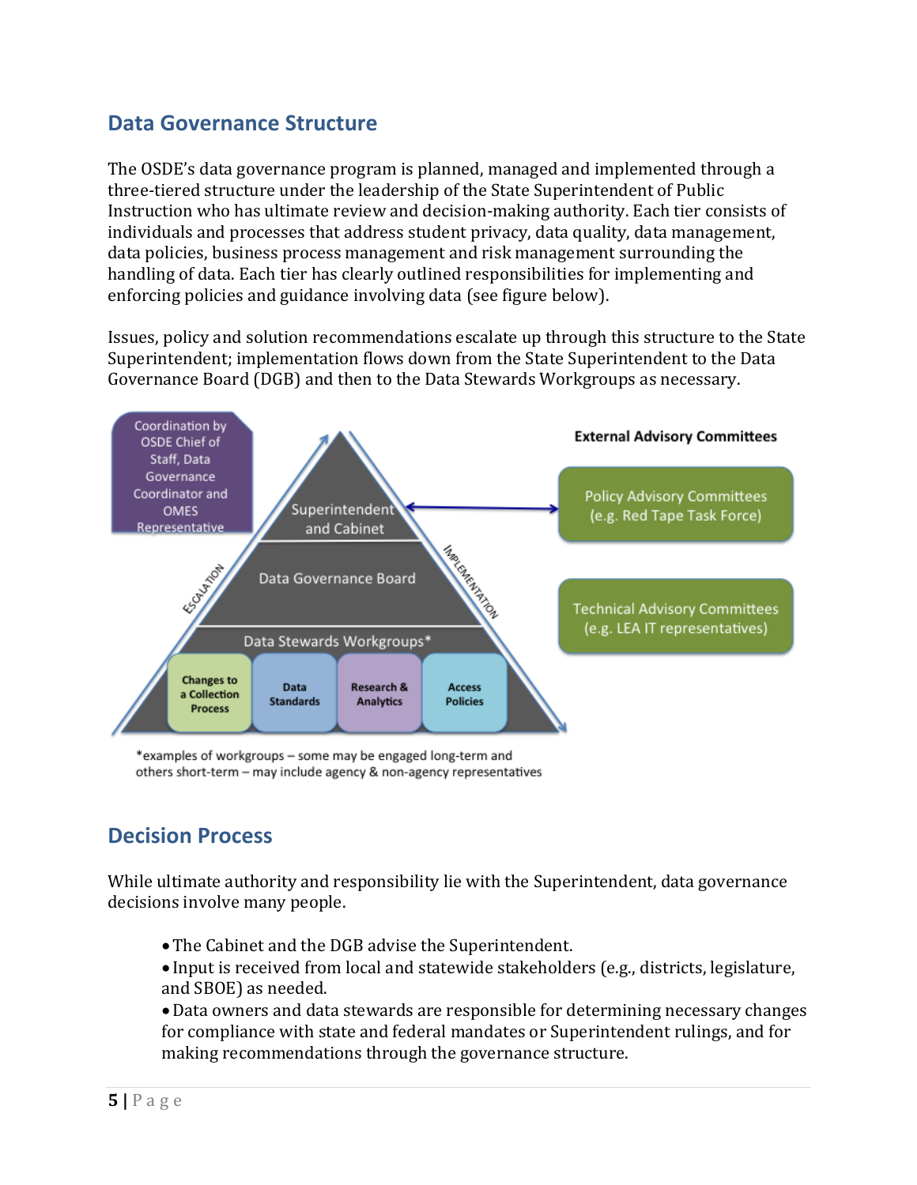## Data Governance Structure

The OSDE's data governance program is planned, managed and implemented through a three-tiered structure under the leadership of the State Superintendent of Public Instruction who has ultimate review and decision-making authority. Each tier consists of individuals and processes that address student privacy, data quality, data management, data policies, business process management and risk management surrounding the handling of data. Each tier has clearly outlined responsibilities for implementing and enforcing policies and guidance involving data (see figure below).

Issues, policy and solution recommendations escalate up through this structure to the State Superintendent; implementation flows down from the State Superintendent to the Data Governance Board (DGB) and then to the Data Stewards Workgroups as necessary.

Coordination by OSDE Chief of Staff, Data Governance Coordinator and OMES Representative

Superintendent and Cabinet

Data Governance Board

Data Stewards Workgroups*

Changes to a Collection Process

Data Standards

Research & Analytics

Access Policies

ESCALATION

IMPLEMENTATION

External Advisory Committees

Policy Advisory Committees (e.g. Red Tape Task Force)

Technical Advisory Committees (e.g. LEA IT representatives)

*examples of workgroups – some may be engaged long-term and others short-term – may include agency & non-agency representatives

## Decision Process

While ultimate authority and responsibility lie with the Superintendent, data governance decisions involve many people.

- The Cabinet and the DGB advise the Superintendent.
- Input is received from local and statewide stakeholders (e.g., districts, legislature, and SBOE) as needed.
- Data owners and data stewards are responsible for determining necessary changes for compliance with state and federal mandates or Superintendent rulings, and for making recommendations through the governance structure.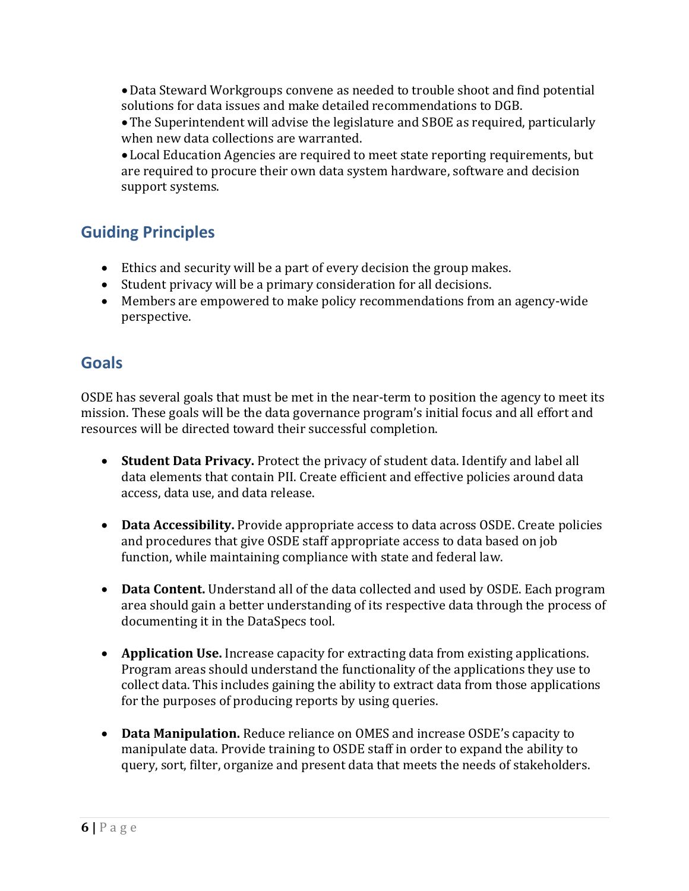- Data Steward Workgroups convene as needed to trouble shoot and find potential solutions for data issues and make detailed recommendations to DGB.
- The Superintendent will advise the legislature and SBOE as required, particularly when new data collections are warranted.
- Local Education Agencies are required to meet state reporting requirements, but are required to procure their own data system hardware, software and decision support systems.

## Guiding Principles

- Ethics and security will be a part of every decision the group makes.
- Student privacy will be a primary consideration for all decisions.
- Members are empowered to make policy recommendations from an agency-wide perspective.

## Goals

OSDE has several goals that must be met in the near-term to position the agency to meet its mission. These goals will be the data governance program's initial focus and all effort and resources will be directed toward their successful completion.

- **Student Data Privacy.** Protect the privacy of student data. Identify and label all data elements that contain PII. Create efficient and effective policies around data access, data use, and data release.

- **Data Accessibility.** Provide appropriate access to data across OSDE. Create policies and procedures that give OSDE staff appropriate access to data based on job function, while maintaining compliance with state and federal law.

- **Data Content.** Understand all of the data collected and used by OSDE. Each program area should gain a better understanding of its respective data through the process of documenting it in the DataSpecs tool.

- **Application Use.** Increase capacity for extracting data from existing applications. Program areas should understand the functionality of the applications they use to collect data. This includes gaining the ability to extract data from those applications for the purposes of producing reports by using queries.

- **Data Manipulation.** Reduce reliance on OMES and increase OSDE's capacity to manipulate data. Provide training to OSDE staff in order to expand the ability to query, sort, filter, organize and present data that meets the needs of stakeholders.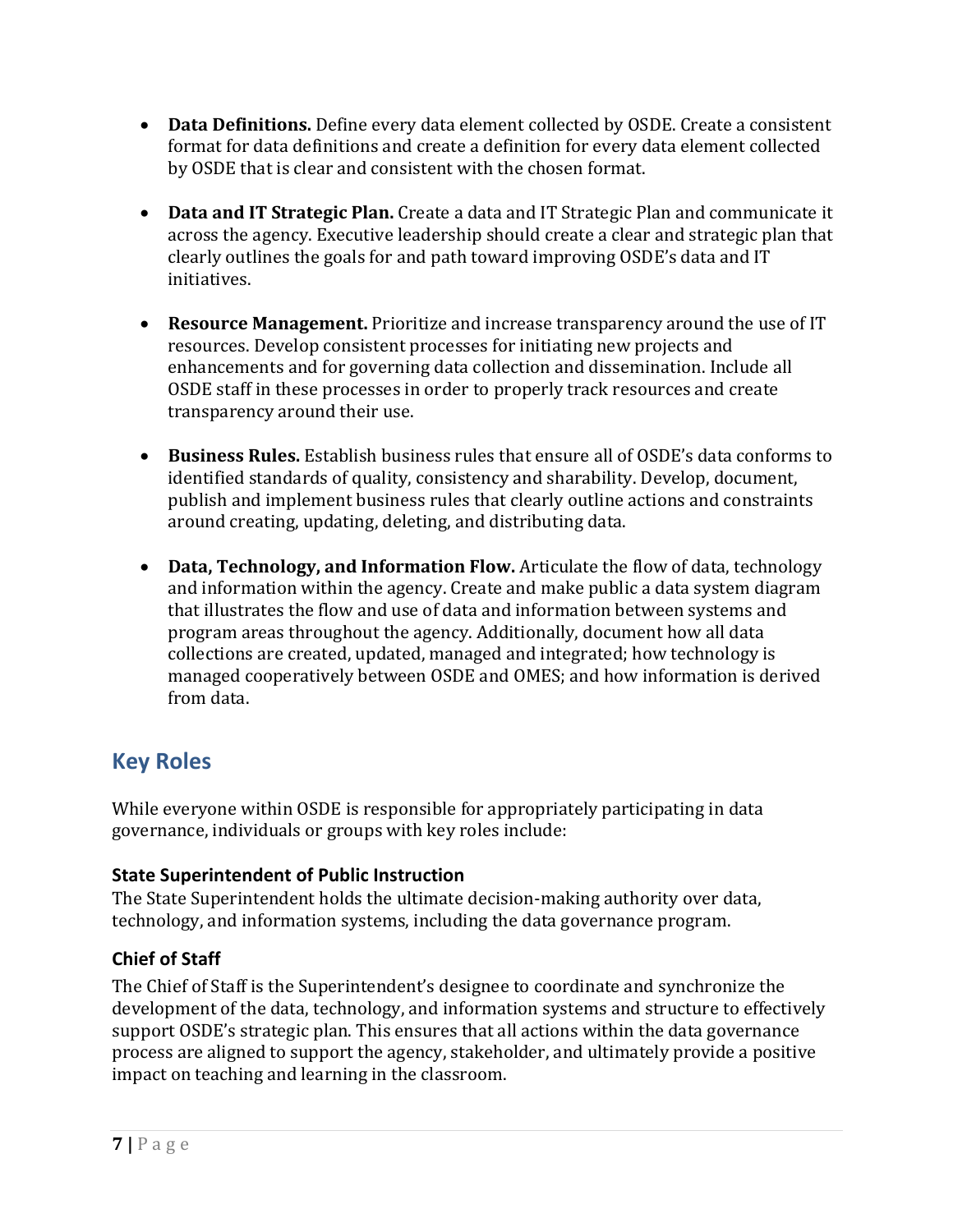- **Data Definitions.** Define every data element collected by OSDE. Create a consistent format for data definitions and create a definition for every data element collected by OSDE that is clear and consistent with the chosen format.

- **Data and IT Strategic Plan.** Create a data and IT Strategic Plan and communicate it across the agency. Executive leadership should create a clear and strategic plan that clearly outlines the goals for and path toward improving OSDE's data and IT initiatives.

- **Resource Management.** Prioritize and increase transparency around the use of IT resources. Develop consistent processes for initiating new projects and enhancements and for governing data collection and dissemination. Include all OSDE staff in these processes in order to properly track resources and create transparency around their use.

- **Business Rules.** Establish business rules that ensure all of OSDE's data conforms to identified standards of quality, consistency and sharability. Develop, document, publish and implement business rules that clearly outline actions and constraints around creating, updating, deleting, and distributing data.

- **Data, Technology, and Information Flow.** Articulate the flow of data, technology and information within the agency. Create and make public a data system diagram that illustrates the flow and use of data and information between systems and program areas throughout the agency. Additionally, document how all data collections are created, updated, managed and integrated; how technology is managed cooperatively between OSDE and OMES; and how information is derived from data.

## Key Roles

While everyone within OSDE is responsible for appropriately participating in data governance, individuals or groups with key roles include:

### State Superintendent of Public Instruction

The State Superintendent holds the ultimate decision-making authority over data, technology, and information systems, including the data governance program.

### Chief of Staff

The Chief of Staff is the Superintendent's designee to coordinate and synchronize the development of the data, technology, and information systems and structure to effectively support OSDE's strategic plan. This ensures that all actions within the data governance process are aligned to support the agency, stakeholder, and ultimately provide a positive impact on teaching and learning in the classroom.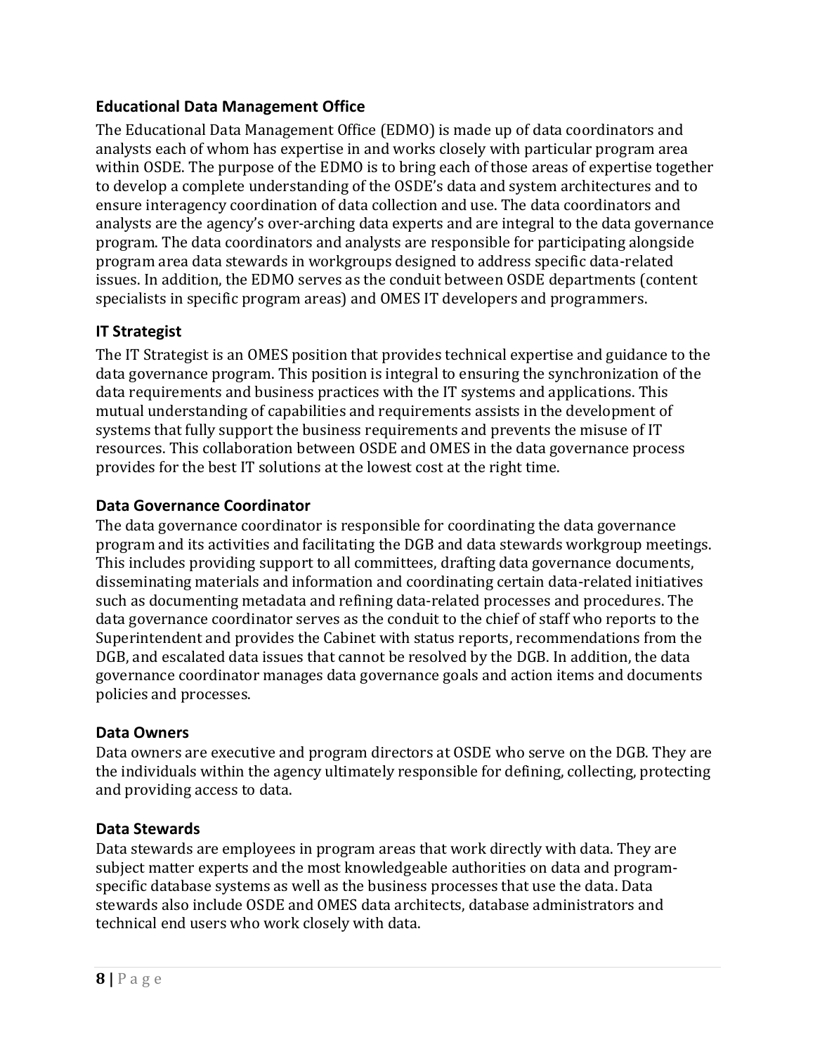### Educational Data Management Office

The Educational Data Management Office (EDMO) is made up of data coordinators and analysts each of whom has expertise in and works closely with particular program area within OSDE. The purpose of the EDMO is to bring each of those areas of expertise together to develop a complete understanding of the OSDE's data and system architectures and to ensure interagency coordination of data collection and use. The data coordinators and analysts are the agency's over-arching data experts and are integral to the data governance program. The data coordinators and analysts are responsible for participating alongside program area data stewards in workgroups designed to address specific data-related issues. In addition, the EDMO serves as the conduit between OSDE departments (content specialists in specific program areas) and OMES IT developers and programmers.

### IT Strategist

The IT Strategist is an OMES position that provides technical expertise and guidance to the data governance program. This position is integral to ensuring the synchronization of the data requirements and business practices with the IT systems and applications. This mutual understanding of capabilities and requirements assists in the development of systems that fully support the business requirements and prevents the misuse of IT resources. This collaboration between OSDE and OMES in the data governance process provides for the best IT solutions at the lowest cost at the right time.

### Data Governance Coordinator

The data governance coordinator is responsible for coordinating the data governance program and its activities and facilitating the DGB and data stewards workgroup meetings. This includes providing support to all committees, drafting data governance documents, disseminating materials and information and coordinating certain data-related initiatives such as documenting metadata and refining data-related processes and procedures. The data governance coordinator serves as the conduit to the chief of staff who reports to the Superintendent and provides the Cabinet with status reports, recommendations from the DGB, and escalated data issues that cannot be resolved by the DGB. In addition, the data governance coordinator manages data governance goals and action items and documents policies and processes.

### Data Owners

Data owners are executive and program directors at OSDE who serve on the DGB. They are the individuals within the agency ultimately responsible for defining, collecting, protecting and providing access to data.

### Data Stewards

Data stewards are employees in program areas that work directly with data. They are subject matter experts and the most knowledgeable authorities on data and program-specific database systems as well as the business processes that use the data. Data stewards also include OSDE and OMES data architects, database administrators and technical end users who work closely with data.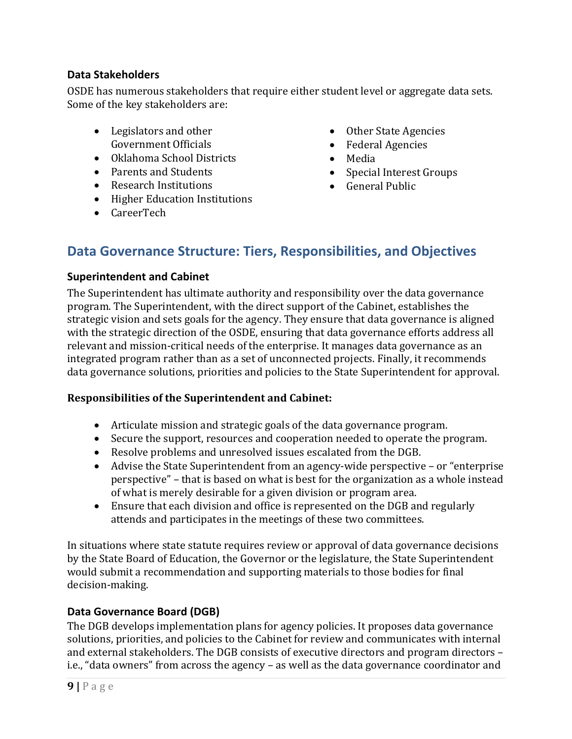### Data Stakeholders

OSDE has numerous stakeholders that require either student level or aggregate data sets. Some of the key stakeholders are:

- Legislators and other Government Officials
- Oklahoma School Districts
- Parents and Students
- Research Institutions
- Higher Education Institutions
- CareerTech
- Other State Agencies
- Federal Agencies
- Media
- Special Interest Groups
- General Public

## Data Governance Structure: Tiers, Responsibilities, and Objectives

### Superintendent and Cabinet

The Superintendent has ultimate authority and responsibility over the data governance program. The Superintendent, with the direct support of the Cabinet, establishes the strategic vision and sets goals for the agency. They ensure that data governance is aligned with the strategic direction of the OSDE, ensuring that data governance efforts address all relevant and mission-critical needs of the enterprise. It manages data governance as an integrated program rather than as a set of unconnected projects. Finally, it recommends data governance solutions, priorities and policies to the State Superintendent for approval.

**Responsibilities of the Superintendent and Cabinet:**

- Articulate mission and strategic goals of the data governance program.
- Secure the support, resources and cooperation needed to operate the program.
- Resolve problems and unresolved issues escalated from the DGB.
- Advise the State Superintendent from an agency-wide perspective – or "enterprise perspective" – that is based on what is best for the organization as a whole instead of what is merely desirable for a given division or program area.
- Ensure that each division and office is represented on the DGB and regularly attends and participates in the meetings of these two committees.

In situations where state statute requires review or approval of data governance decisions by the State Board of Education, the Governor or the legislature, the State Superintendent would submit a recommendation and supporting materials to those bodies for final decision-making.

### Data Governance Board (DGB)

The DGB develops implementation plans for agency policies. It proposes data governance solutions, priorities, and policies to the Cabinet for review and communicates with internal and external stakeholders. The DGB consists of executive directors and program directors – i.e., "data owners" from across the agency – as well as the data governance coordinator and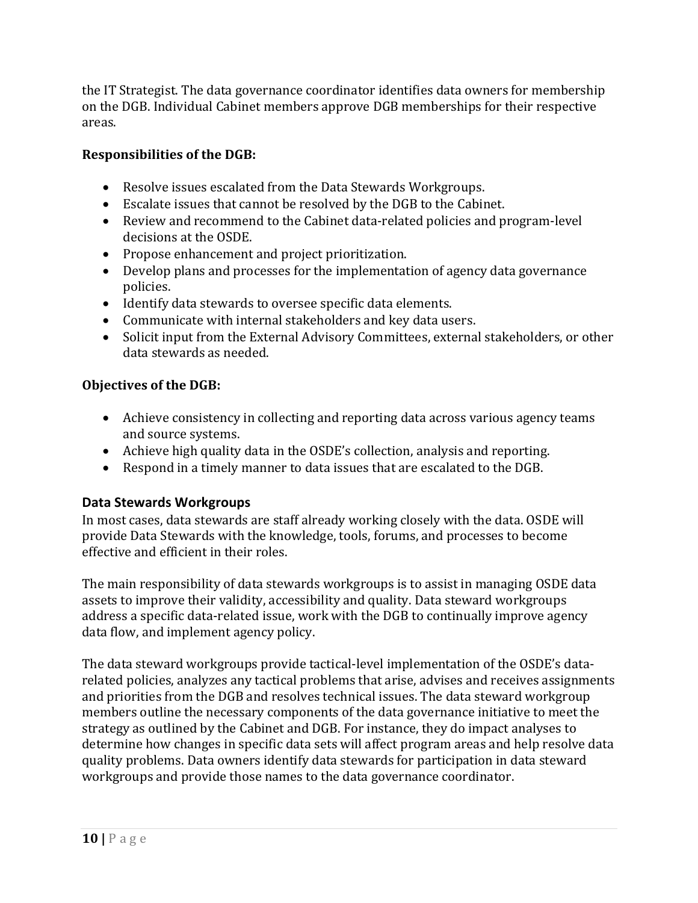the IT Strategist. The data governance coordinator identifies data owners for membership on the DGB. Individual Cabinet members approve DGB memberships for their respective areas.

**Responsibilities of the DGB:**

- Resolve issues escalated from the Data Stewards Workgroups.
- Escalate issues that cannot be resolved by the DGB to the Cabinet.
- Review and recommend to the Cabinet data-related policies and program-level decisions at the OSDE.
- Propose enhancement and project prioritization.
- Develop plans and processes for the implementation of agency data governance policies.
- Identify data stewards to oversee specific data elements.
- Communicate with internal stakeholders and key data users.
- Solicit input from the External Advisory Committees, external stakeholders, or other data stewards as needed.

**Objectives of the DGB:**

- Achieve consistency in collecting and reporting data across various agency teams and source systems.
- Achieve high quality data in the OSDE's collection, analysis and reporting.
- Respond in a timely manner to data issues that are escalated to the DGB.

### Data Stewards Workgroups

In most cases, data stewards are staff already working closely with the data. OSDE will provide Data Stewards with the knowledge, tools, forums, and processes to become effective and efficient in their roles.

The main responsibility of data stewards workgroups is to assist in managing OSDE data assets to improve their validity, accessibility and quality. Data steward workgroups address a specific data-related issue, work with the DGB to continually improve agency data flow, and implement agency policy.

The data steward workgroups provide tactical-level implementation of the OSDE's data-related policies, analyzes any tactical problems that arise, advises and receives assignments and priorities from the DGB and resolves technical issues. The data steward workgroup members outline the necessary components of the data governance initiative to meet the strategy as outlined by the Cabinet and DGB. For instance, they do impact analyses to determine how changes in specific data sets will affect program areas and help resolve data quality problems. Data owners identify data stewards for participation in data steward workgroups and provide those names to the data governance coordinator.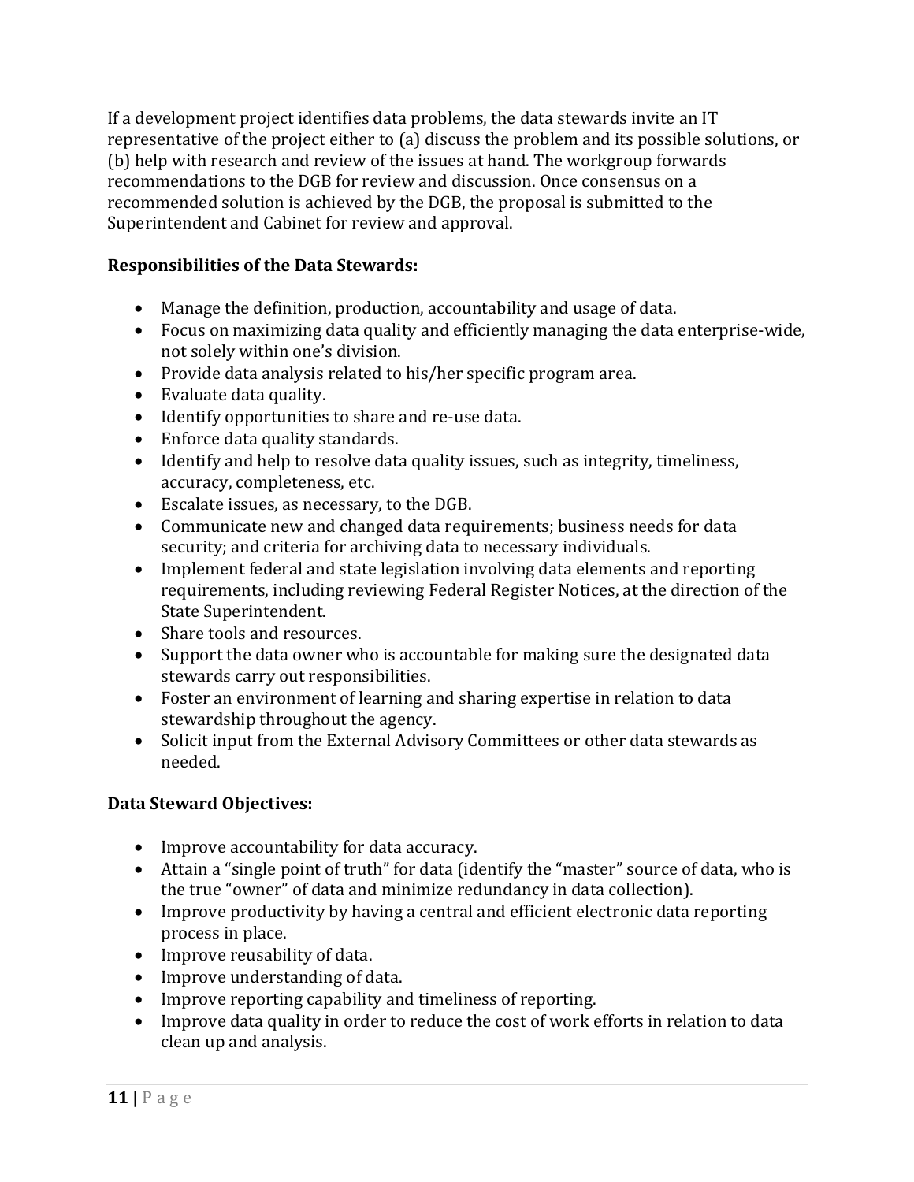If a development project identifies data problems, the data stewards invite an IT representative of the project either to (a) discuss the problem and its possible solutions, or (b) help with research and review of the issues at hand. The workgroup forwards recommendations to the DGB for review and discussion. Once consensus on a recommended solution is achieved by the DGB, the proposal is submitted to the Superintendent and Cabinet for review and approval.

**Responsibilities of the Data Stewards:**

- Manage the definition, production, accountability and usage of data.
- Focus on maximizing data quality and efficiently managing the data enterprise-wide, not solely within one's division.
- Provide data analysis related to his/her specific program area.
- Evaluate data quality.
- Identify opportunities to share and re-use data.
- Enforce data quality standards.
- Identify and help to resolve data quality issues, such as integrity, timeliness, accuracy, completeness, etc.
- Escalate issues, as necessary, to the DGB.
- Communicate new and changed data requirements; business needs for data security; and criteria for archiving data to necessary individuals.
- Implement federal and state legislation involving data elements and reporting requirements, including reviewing Federal Register Notices, at the direction of the State Superintendent.
- Share tools and resources.
- Support the data owner who is accountable for making sure the designated data stewards carry out responsibilities.
- Foster an environment of learning and sharing expertise in relation to data stewardship throughout the agency.
- Solicit input from the External Advisory Committees or other data stewards as needed.

**Data Steward Objectives:**

- Improve accountability for data accuracy.
- Attain a "single point of truth" for data (identify the "master" source of data, who is the true "owner" of data and minimize redundancy in data collection).
- Improve productivity by having a central and efficient electronic data reporting process in place.
- Improve reusability of data.
- Improve understanding of data.
- Improve reporting capability and timeliness of reporting.
- Improve data quality in order to reduce the cost of work efforts in relation to data clean up and analysis.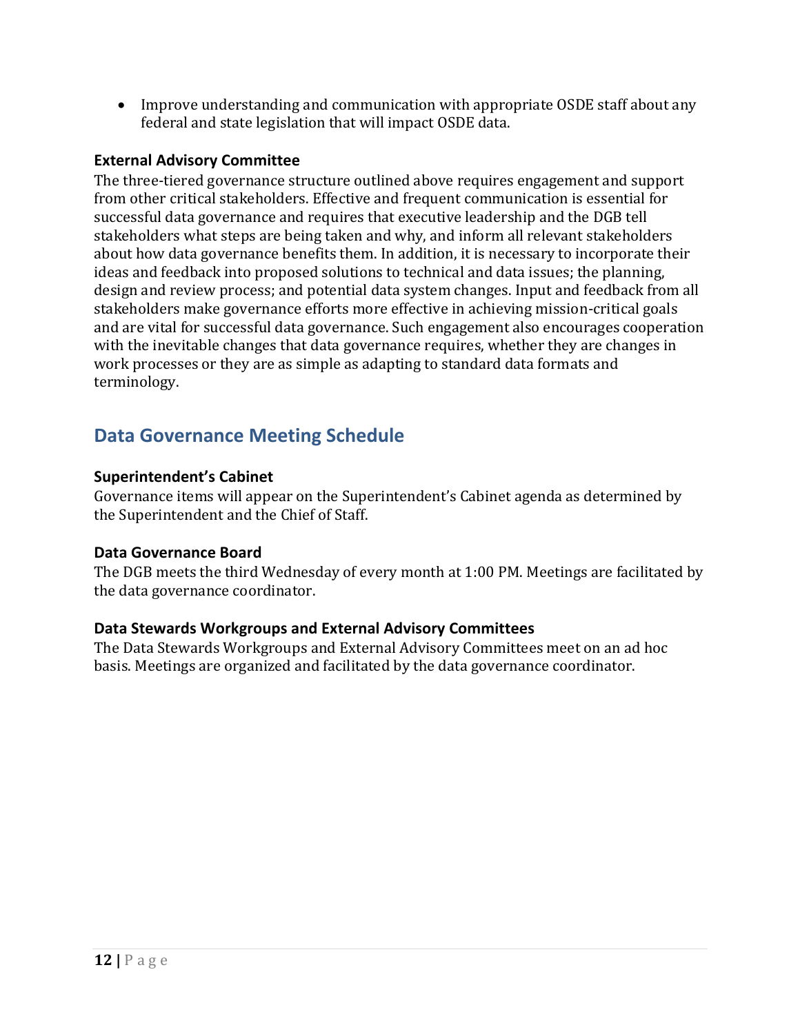- Improve understanding and communication with appropriate OSDE staff about any federal and state legislation that will impact OSDE data.

### External Advisory Committee

The three-tiered governance structure outlined above requires engagement and support from other critical stakeholders. Effective and frequent communication is essential for successful data governance and requires that executive leadership and the DGB tell stakeholders what steps are being taken and why, and inform all relevant stakeholders about how data governance benefits them. In addition, it is necessary to incorporate their ideas and feedback into proposed solutions to technical and data issues; the planning, design and review process; and potential data system changes. Input and feedback from all stakeholders make governance efforts more effective in achieving mission-critical goals and are vital for successful data governance. Such engagement also encourages cooperation with the inevitable changes that data governance requires, whether they are changes in work processes or they are as simple as adapting to standard data formats and terminology.

## Data Governance Meeting Schedule

### Superintendent's Cabinet

Governance items will appear on the Superintendent's Cabinet agenda as determined by the Superintendent and the Chief of Staff.

### Data Governance Board

The DGB meets the third Wednesday of every month at 1:00 PM. Meetings are facilitated by the data governance coordinator.

### Data Stewards Workgroups and External Advisory Committees

The Data Stewards Workgroups and External Advisory Committees meet on an ad hoc basis. Meetings are organized and facilitated by the data governance coordinator.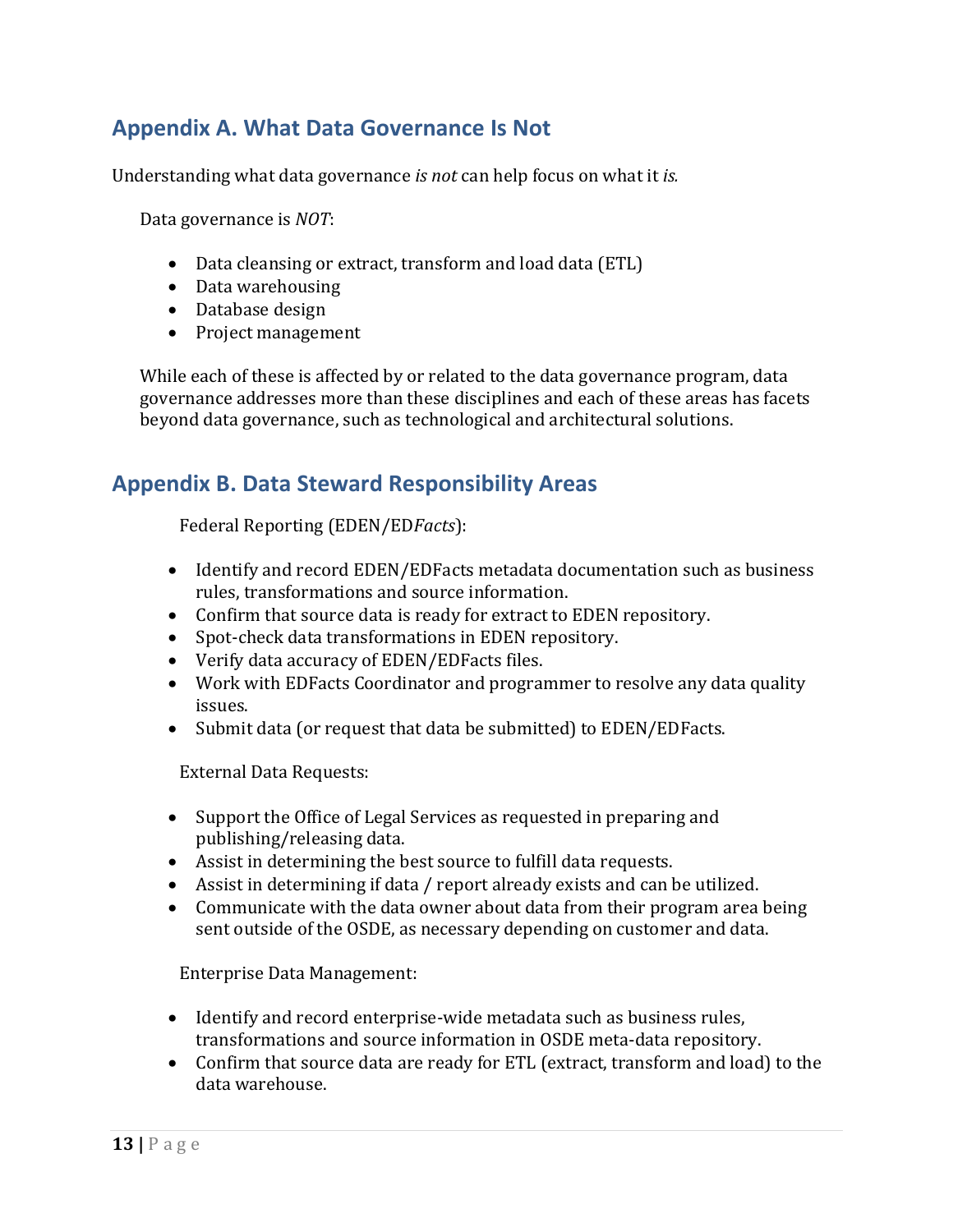## Appendix A. What Data Governance Is Not

Understanding what data governance *is not* can help focus on what it *is.*

Data governance is *NOT*:

- Data cleansing or extract, transform and load data (ETL)
- Data warehousing
- Database design
- Project management

While each of these is affected by or related to the data governance program, data governance addresses more than these disciplines and each of these areas has facets beyond data governance, such as technological and architectural solutions.

## Appendix B. Data Steward Responsibility Areas

Federal Reporting (EDEN/ED*Facts*):

- Identify and record EDEN/EDFacts metadata documentation such as business rules, transformations and source information.
- Confirm that source data is ready for extract to EDEN repository.
- Spot-check data transformations in EDEN repository.
- Verify data accuracy of EDEN/EDFacts files.
- Work with EDFacts Coordinator and programmer to resolve any data quality issues.
- Submit data (or request that data be submitted) to EDEN/EDFacts.

External Data Requests:

- Support the Office of Legal Services as requested in preparing and publishing/releasing data.
- Assist in determining the best source to fulfill data requests.
- Assist in determining if data / report already exists and can be utilized.
- Communicate with the data owner about data from their program area being sent outside of the OSDE, as necessary depending on customer and data.

Enterprise Data Management:

- Identify and record enterprise-wide metadata such as business rules, transformations and source information in OSDE meta-data repository.
- Confirm that source data are ready for ETL (extract, transform and load) to the data warehouse.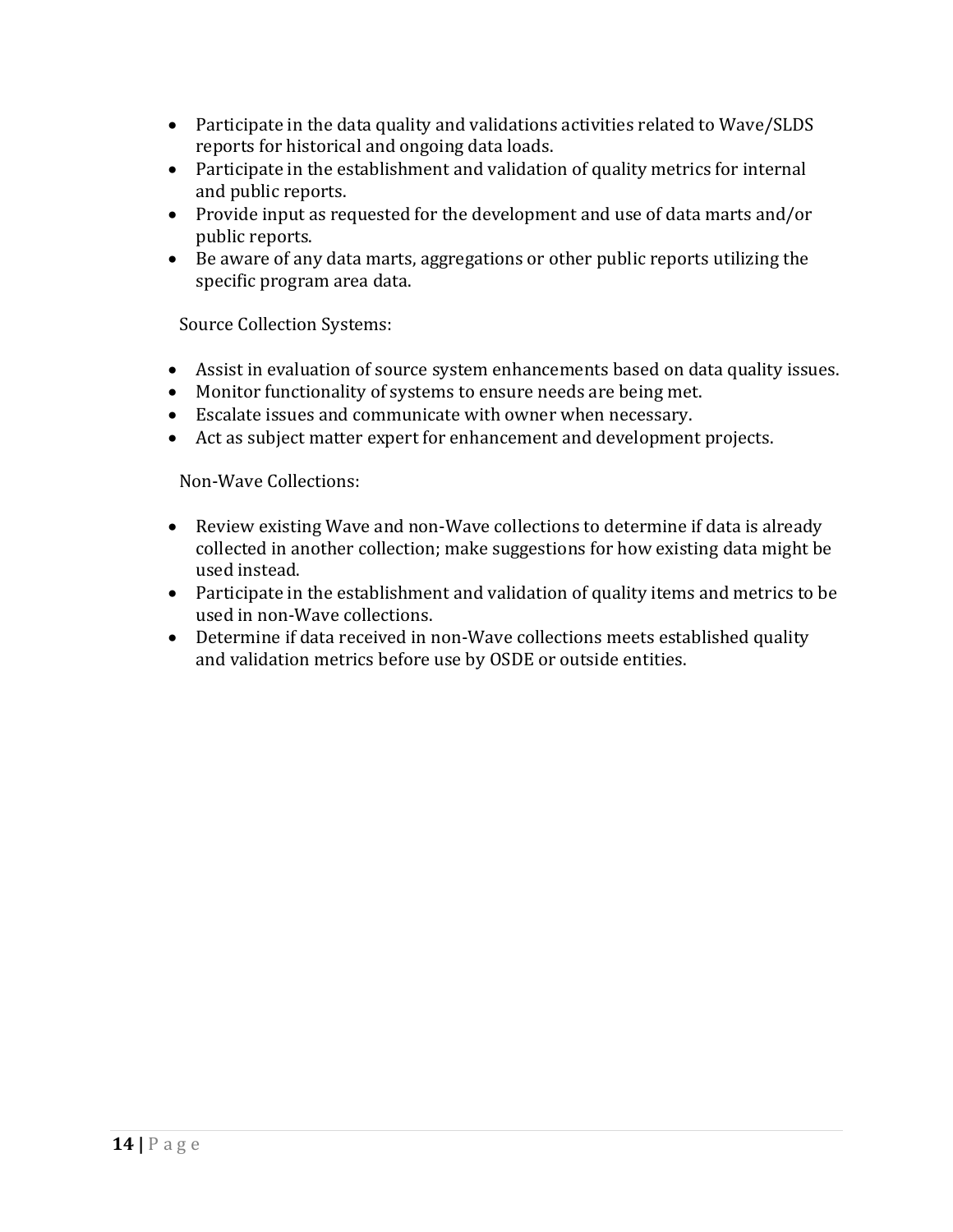- Participate in the data quality and validations activities related to Wave/SLDS reports for historical and ongoing data loads.
- Participate in the establishment and validation of quality metrics for internal and public reports.
- Provide input as requested for the development and use of data marts and/or public reports.
- Be aware of any data marts, aggregations or other public reports utilizing the specific program area data.

Source Collection Systems:

- Assist in evaluation of source system enhancements based on data quality issues.
- Monitor functionality of systems to ensure needs are being met.
- Escalate issues and communicate with owner when necessary.
- Act as subject matter expert for enhancement and development projects.

Non-Wave Collections:

- Review existing Wave and non-Wave collections to determine if data is already collected in another collection; make suggestions for how existing data might be used instead.
- Participate in the establishment and validation of quality items and metrics to be used in non-Wave collections.
- Determine if data received in non-Wave collections meets established quality and validation metrics before use by OSDE or outside entities.